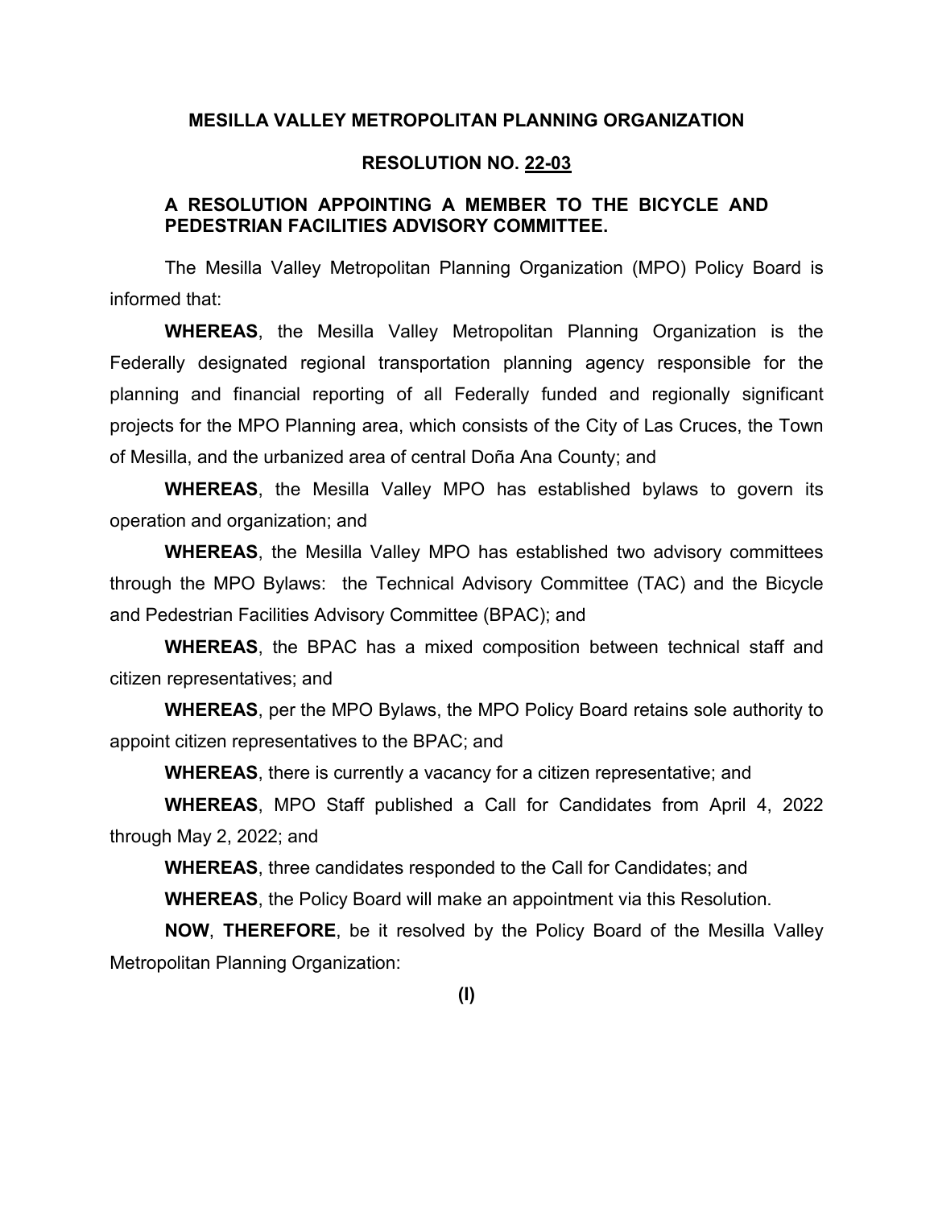# MESILLA VALLEY METROPOLITAN PLANNING ORGANIZATION

## RESOLUTION NO. 22-03

### A RESOLUTION APPOINTING A MEMBER TO THE BICYCLE AND PEDESTRIAN FACILITIES ADVISORY COMMITTEE.

The Mesilla Valley Metropolitan Planning Organization (MPO) Policy Board is informed that:

**WHEREAS**, the Mesilla Valley Metropolitan Planning Organization is the Federally designated regional transportation planning agency responsible for the planning and financial reporting of all Federally funded and regionally significant projects for the MPO Planning area, which consists of the City of Las Cruces, the Town of Mesilla, and the urbanized area of central Doña Ana County; and

**WHEREAS**, the Mesilla Valley MPO has established bylaws to govern its operation and organization; and

**WHEREAS**, the Mesilla Valley MPO has established two advisory committees through the MPO Bylaws: the Technical Advisory Committee (TAC) and the Bicycle and Pedestrian Facilities Advisory Committee (BPAC); and

**WHEREAS**, the BPAC has a mixed composition between technical staff and citizen representatives; and

**WHEREAS**, per the MPO Bylaws, the MPO Policy Board retains sole authority to appoint citizen representatives to the BPAC; and

**WHEREAS**, there is currently a vacancy for a citizen representative; and

**WHEREAS**, MPO Staff published a Call for Candidates from April 4, 2022 through May 2, 2022; and

**WHEREAS**, three candidates responded to the Call for Candidates; and

**WHEREAS**, the Policy Board will make an appointment via this Resolution.

**NOW**, **THEREFORE**, be it resolved by the Policy Board of the Mesilla Valley Metropolitan Planning Organization:

**(I)**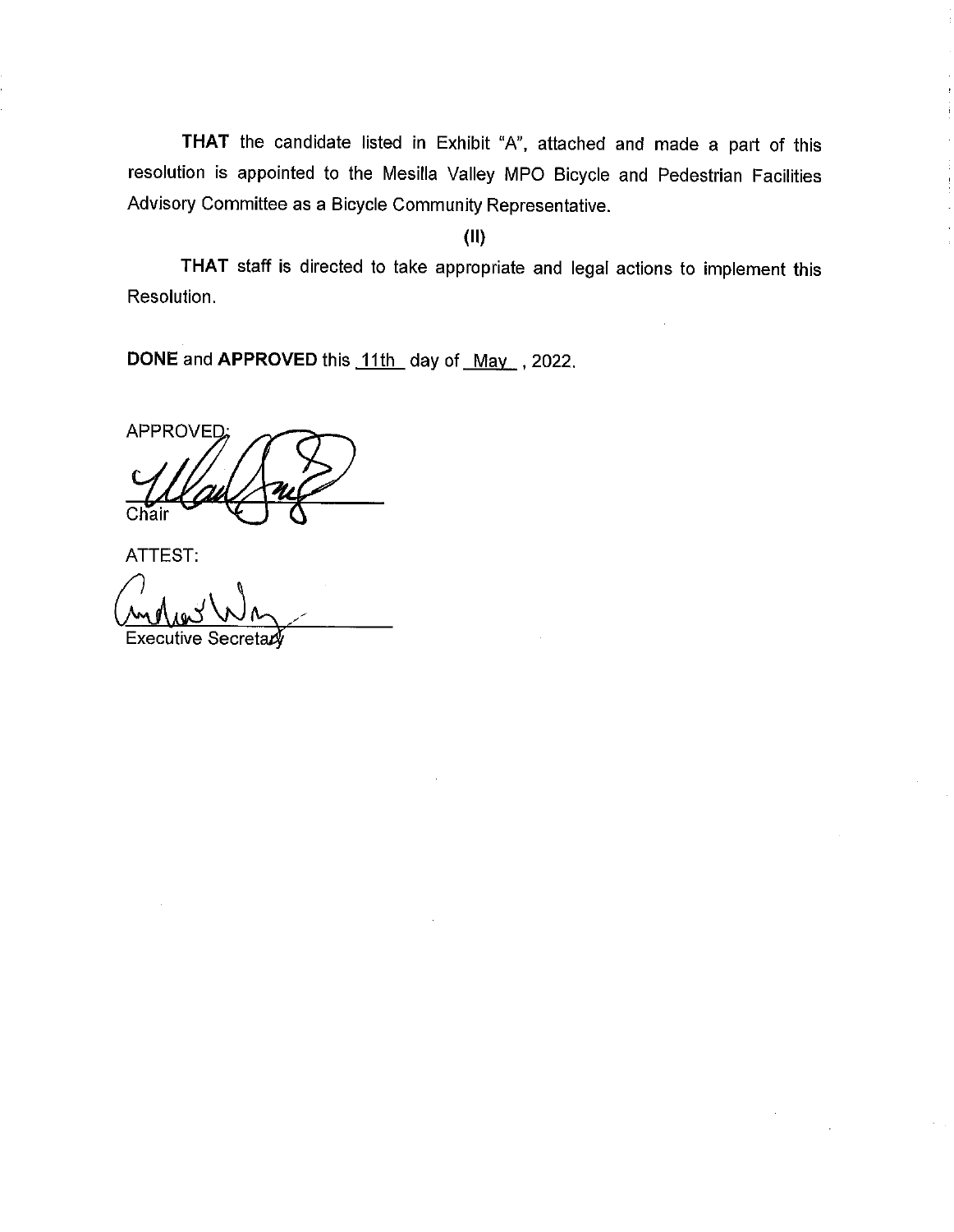**THAT** the candidate listed in Exhibit "A", attached and made a part of this resolution is appointed to the Mesilla Valley MPO Bicycle and Pedestrian Facilities Advisory Committee as a Bicycle Community Representative.

**(II)**

**THAT** staff is directed to take appropriate and legal actions to implement this Resolution.

**DONE** and **APPROVED** this 11th day of May, 2022.

APPROVED:

Chair

ATTEST:

Executive Secretary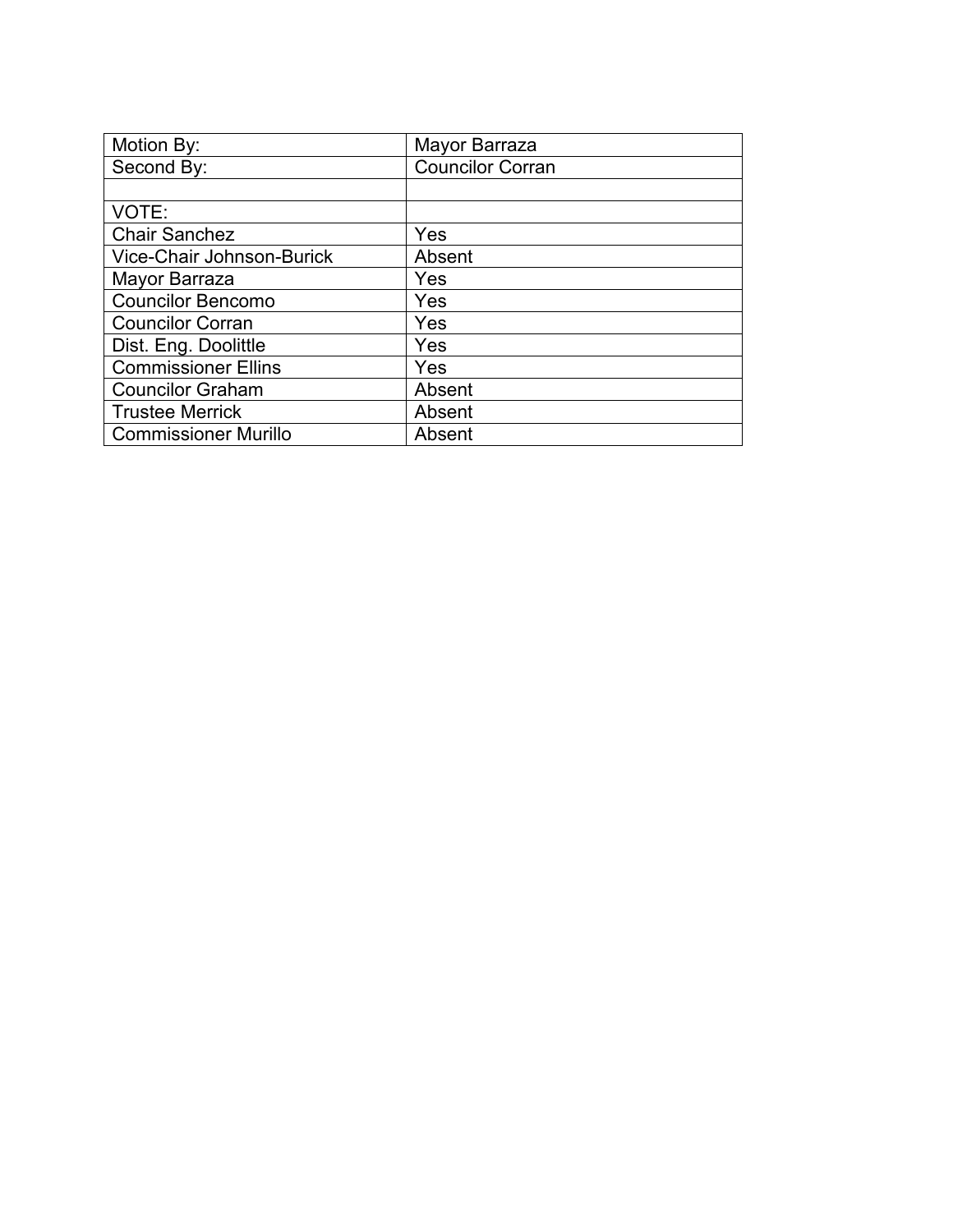| | |
|---|---|
| Motion By: | Mayor Barraza |
| Second By: | Councilor Corran |
| | |
| VOTE: | |
| Chair Sanchez | Yes |
| Vice-Chair Johnson-Burick | Absent |
| Mayor Barraza | Yes |
| Councilor Bencomo | Yes |
| Councilor Corran | Yes |
| Dist. Eng. Doolittle | Yes |
| Commissioner Ellins | Yes |
| Councilor Graham | Absent |
| Trustee Merrick | Absent |
| Commissioner Murillo | Absent |